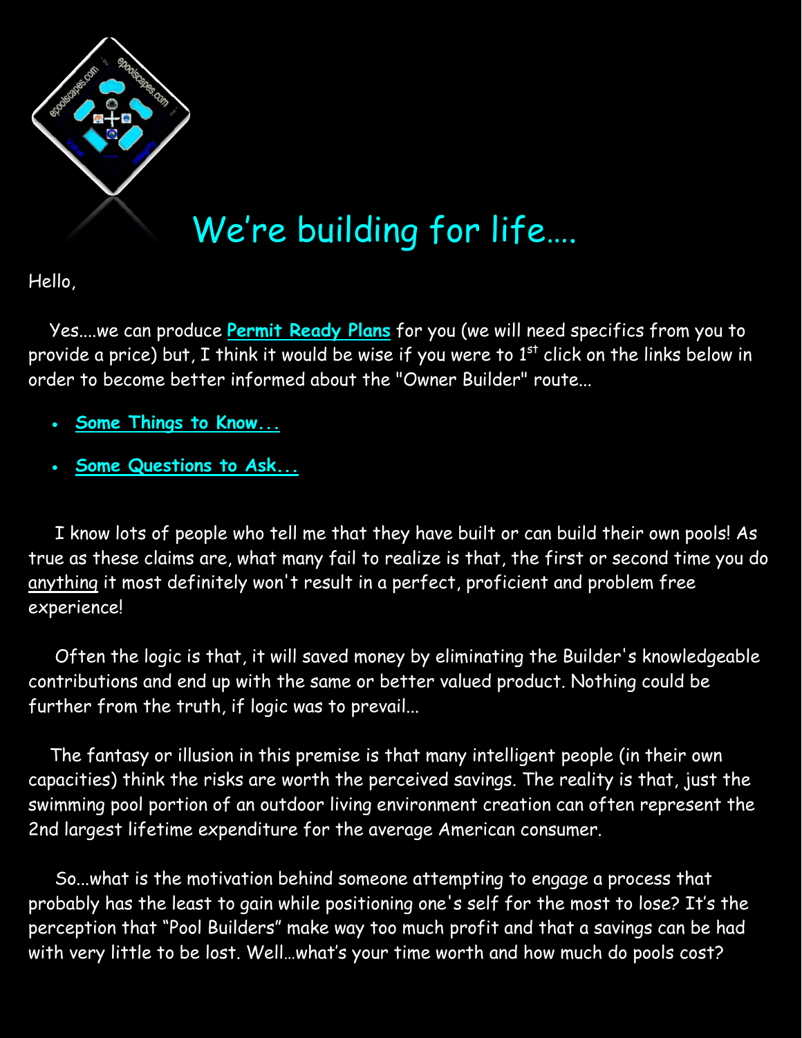# We're building for life....

Hello,

Yes....we can produce **Permit Ready Plans** for you (we will need specifics from you to provide a price) but, I think it would be wise if you were to 1st click on the links below in order to become better informed about the "Owner Builder" route...

- **Some Things to Know...**
- **Some Questions to Ask...**

I know lots of people who tell me that they have built or can build their own pools! As true as these claims are, what many fail to realize is that, the first or second time you do anything it most definitely won't result in a perfect, proficient and problem free experience!

Often the logic is that, it will saved money by eliminating the Builder's knowledgeable contributions and end up with the same or better valued product. Nothing could be further from the truth, if logic was to prevail...

The fantasy or illusion in this premise is that many intelligent people (in their own capacities) think the risks are worth the perceived savings. The reality is that, just the swimming pool portion of an outdoor living environment creation can often represent the 2nd largest lifetime expenditure for the average American consumer.

So...what is the motivation behind someone attempting to engage a process that probably has the least to gain while positioning one's self for the most to lose? It's the perception that "Pool Builders" make way too much profit and that a savings can be had with very little to be lost. Well...what's your time worth and how much do pools cost?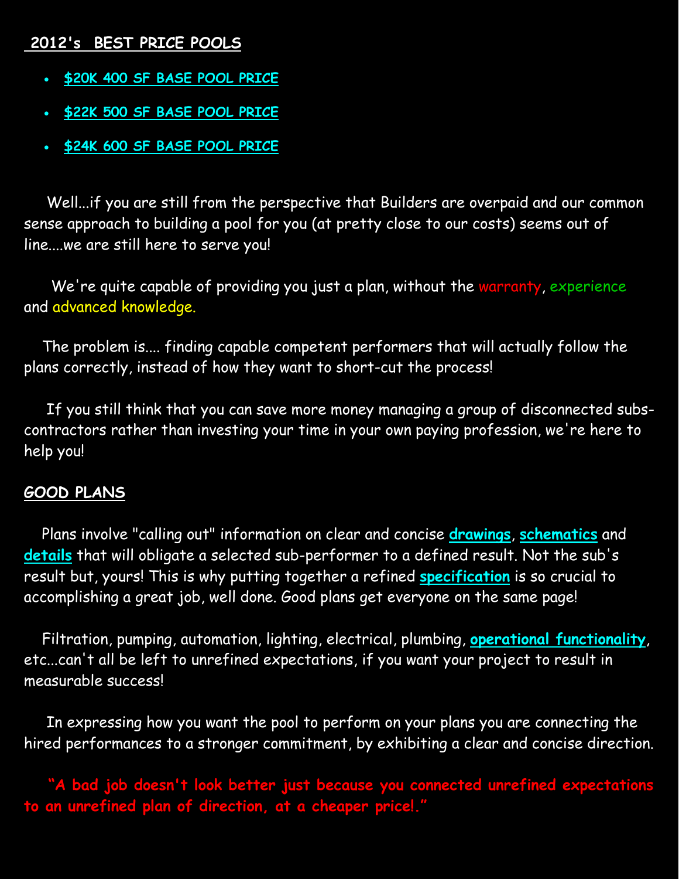**2012's BEST PRICE POOLS**

- **$20K 400 SF BASE POOL PRICE**
- **$22K 500 SF BASE POOL PRICE**
- **$24K 600 SF BASE POOL PRICE**

Well...if you are still from the perspective that Builders are overpaid and our common sense approach to building a pool for you (at pretty close to our costs) seems out of line....we are still here to serve you!

We're quite capable of providing you just a plan, without the warranty, experience and advanced knowledge.

The problem is.... finding capable competent performers that will actually follow the plans correctly, instead of how they want to short-cut the process!

If you still think that you can save more money managing a group of disconnected subs-contractors rather than investing your time in your own paying profession, we're here to help you!

**GOOD PLANS**

Plans involve "calling out" information on clear and concise **drawings**, **schematics** and **details** that will obligate a selected sub-performer to a defined result. Not the sub's result but, yours! This is why putting together a refined **specification** is so crucial to accomplishing a great job, well done. Good plans get everyone on the same page!

Filtration, pumping, automation, lighting, electrical, plumbing, **operational functionality**, etc...can't all be left to unrefined expectations, if you want your project to result in measurable success!

In expressing how you want the pool to perform on your plans you are connecting the hired performances to a stronger commitment, by exhibiting a clear and concise direction.

**"A bad job doesn't look better just because you connected unrefined expectations to an unrefined plan of direction, at a cheaper price!."**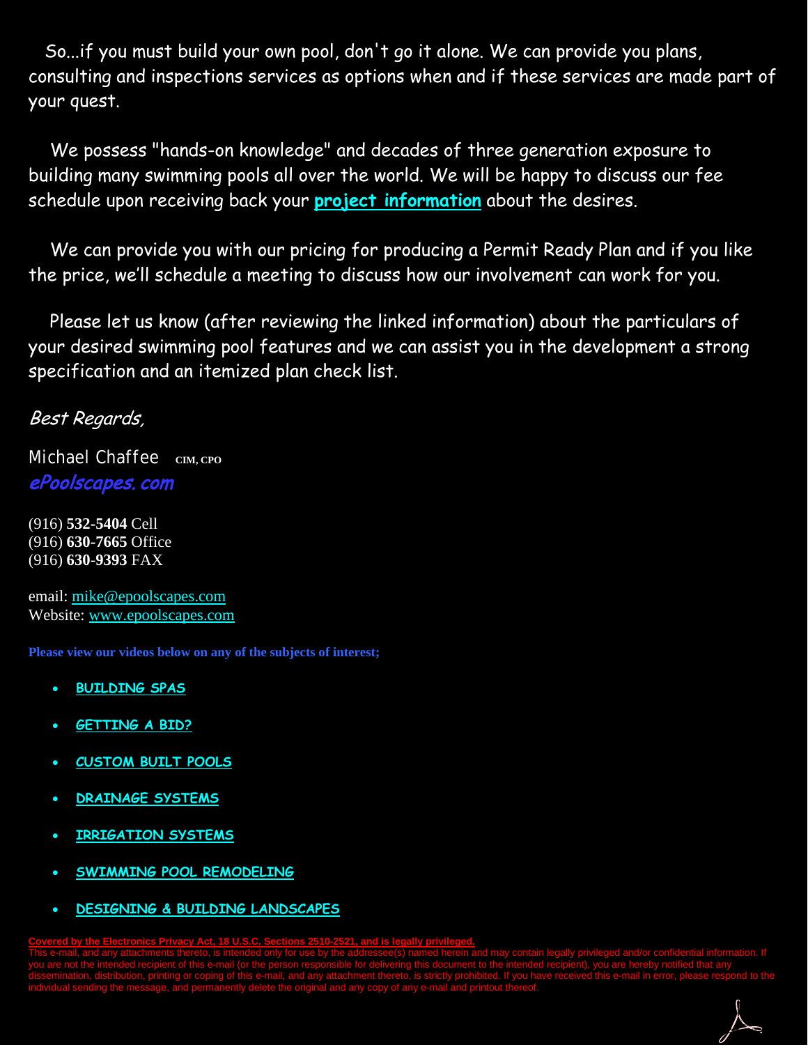So...if you must build your own pool, don't go it alone. We can provide you plans, consulting and inspections services as options when and if these services are made part of your quest.

We possess "hands-on knowledge" and decades of three generation exposure to building many swimming pools all over the world. We will be happy to discuss our fee schedule upon receiving back your **project information** about the desires.

We can provide you with our pricing for producing a Permit Ready Plan and if you like the price, we'll schedule a meeting to discuss how our involvement can work for you.

Please let us know (after reviewing the linked information) about the particulars of your desired swimming pool features and we can assist you in the development a strong specification and an itemized plan check list.

*Best Regards,*

Michael Chaffee **CIM, CPO**
***ePoolscapes. com***

(916) **532-5404** Cell
(916) **630-7665** Office
(916) **630-9393** FAX

email: mike@epoolscapes.com
Website: www.epoolscapes.com

**Please view our videos below on any of the subjects of interest;**

- **BUILDING SPAS**
- **GETTING A BID?**
- **CUSTOM BUILT POOLS**
- **DRAINAGE SYSTEMS**
- **IRRIGATION SYSTEMS**
- **SWIMMING POOL REMODELING**
- **DESIGNING & BUILDING LANDSCAPES**

**Covered by the Electronics Privacy Act, 18 U.S.C. Sections 2510-2521, and is legally privileged.**
This e-mail, and any attachments thereto, is intended only for use by the addressee(s) named herein and may contain legally privileged and/or confidential information. If you are not the intended recipient of this e-mail (or the person responsible for delivering this document to the intended recipient), you are hereby notified that any dissemination, distribution, printing or coping of this e-mail, and any attachment thereto, is strictly prohibited. If you have received this e-mail in error, please respond to the individual sending the message, and permanently delete the original and any copy of any e-mail and printout thereof.